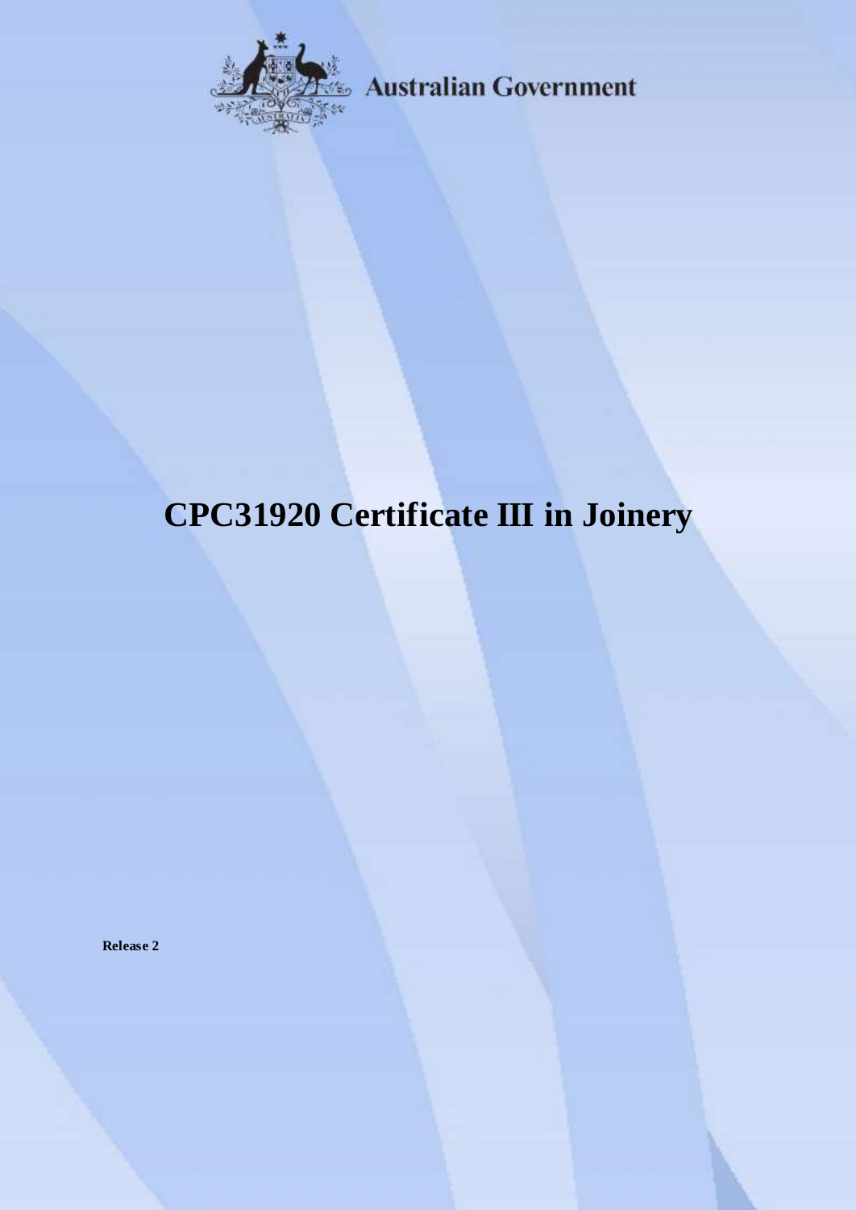Australian Government

# CPC31920 Certificate III in Joinery

**Release 2**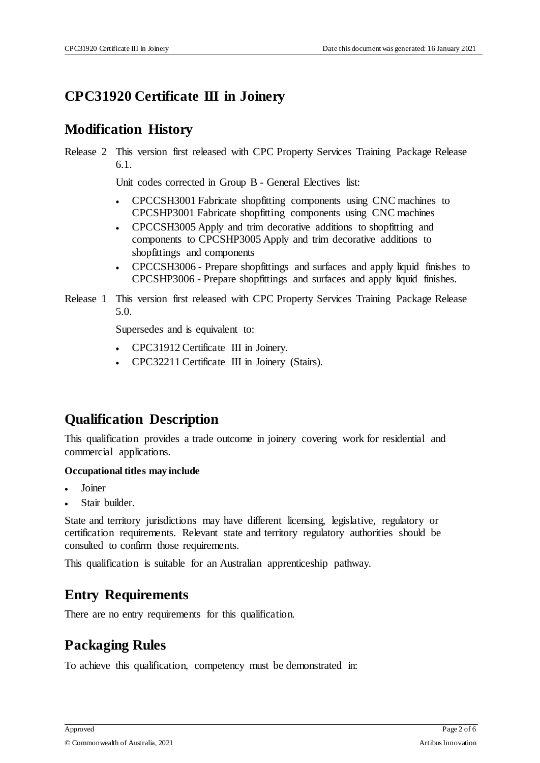# CPC31920 Certificate III in Joinery

## Modification History

Release 2 This version first released with CPC Property Services Training Package Release 6.1.

Unit codes corrected in Group B - General Electives list:

- CPCCSH3001 Fabricate shopfitting components using CNC machines to CPCSHP3001 Fabricate shopfitting components using CNC machines
- CPCCSH3005 Apply and trim decorative additions to shopfitting and components to CPCSHP3005 Apply and trim decorative additions to shopfittings and components
- CPCCSH3006 - Prepare shopfittings and surfaces and apply liquid finishes to CPCSHP3006 - Prepare shopfittings and surfaces and apply liquid finishes.

Release 1 This version first released with CPC Property Services Training Package Release 5.0.

Supersedes and is equivalent to:

- CPC31912 Certificate III in Joinery.
- CPC32211 Certificate III in Joinery (Stairs).

## Qualification Description

This qualification provides a trade outcome in joinery covering work for residential and commercial applications.

**Occupational titles may include**

- Joiner
- Stair builder.

State and territory jurisdictions may have different licensing, legislative, regulatory or certification requirements. Relevant state and territory regulatory authorities should be consulted to confirm those requirements.

This qualification is suitable for an Australian apprenticeship pathway.

## Entry Requirements

There are no entry requirements for this qualification.

## Packaging Rules

To achieve this qualification, competency must be demonstrated in: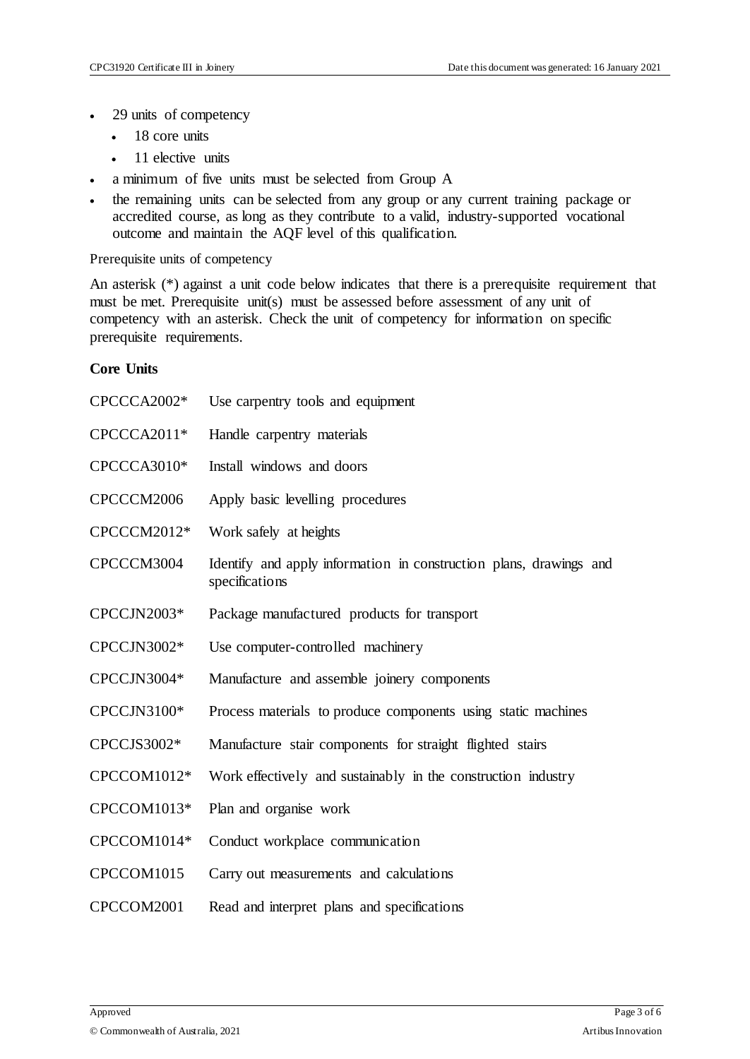- 29 units of competency
  - 18 core units
  - 11 elective units
- a minimum of five units must be selected from Group A
- the remaining units can be selected from any group or any current training package or accredited course, as long as they contribute to a valid, industry-supported vocational outcome and maintain the AQF level of this qualification.

Prerequisite units of competency

An asterisk (*) against a unit code below indicates that there is a prerequisite requirement that must be met. Prerequisite unit(s) must be assessed before assessment of any unit of competency with an asterisk. Check the unit of competency for information on specific prerequisite requirements.

**Core Units**

| | |
|---|---|
| CPCCCA2002* | Use carpentry tools and equipment |
| CPCCCA2011* | Handle carpentry materials |
| CPCCCA3010* | Install windows and doors |
| CPCCCM2006 | Apply basic levelling procedures |
| CPCCCM2012* | Work safely at heights |
| CPCCCM3004 | Identify and apply information in construction plans, drawings and specifications |
| CPCCJN2003* | Package manufactured products for transport |
| CPCCJN3002* | Use computer-controlled machinery |
| CPCCJN3004* | Manufacture and assemble joinery components |
| CPCCJN3100* | Process materials to produce components using static machines |
| CPCCJS3002* | Manufacture stair components for straight flighted stairs |
| CPCCOM1012* | Work effectively and sustainably in the construction industry |
| CPCCOM1013* | Plan and organise work |
| CPCCOM1014* | Conduct workplace communication |
| CPCCOM1015 | Carry out measurements and calculations |
| CPCCOM2001 | Read and interpret plans and specifications |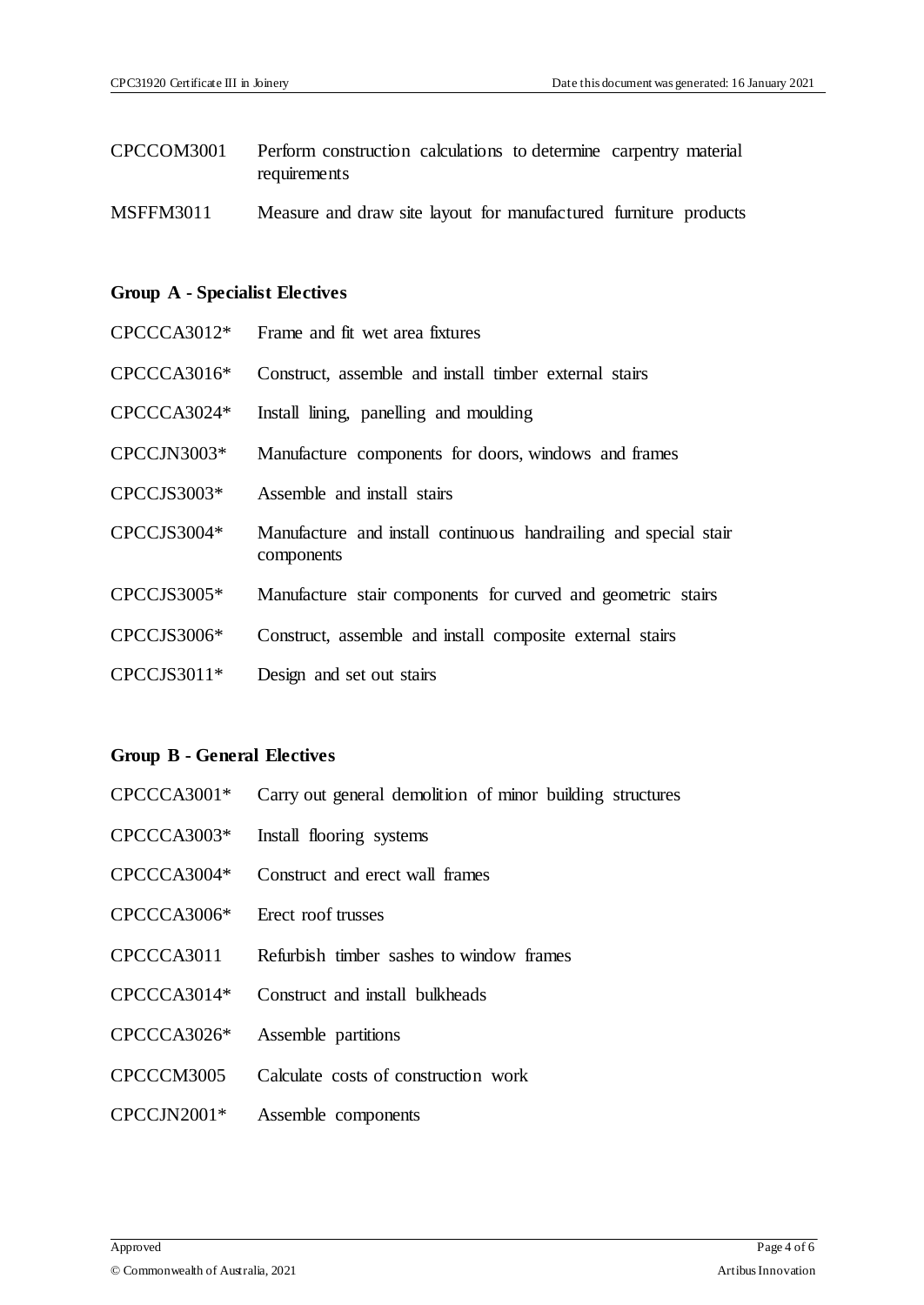CPCCOM3001 Perform construction calculations to determine carpentry material requirements

MSFFM3011 Measure and draw site layout for manufactured furniture products

**Group A - Specialist Electives**

CPCCCA3012* Frame and fit wet area fixtures

CPCCCA3016* Construct, assemble and install timber external stairs

CPCCCA3024* Install lining, panelling and moulding

CPCCJN3003* Manufacture components for doors, windows and frames

CPCCJS3003* Assemble and install stairs

CPCCJS3004* Manufacture and install continuous handrailing and special stair components

CPCCJS3005* Manufacture stair components for curved and geometric stairs

CPCCJS3006* Construct, assemble and install composite external stairs

CPCCJS3011* Design and set out stairs

**Group B - General Electives**

CPCCCA3001* Carry out general demolition of minor building structures

CPCCCA3003* Install flooring systems

CPCCCA3004* Construct and erect wall frames

CPCCCA3006* Erect roof trusses

CPCCCA3011 Refurbish timber sashes to window frames

CPCCCA3014* Construct and install bulkheads

CPCCCA3026* Assemble partitions

CPCCCM3005 Calculate costs of construction work

CPCCJN2001* Assemble components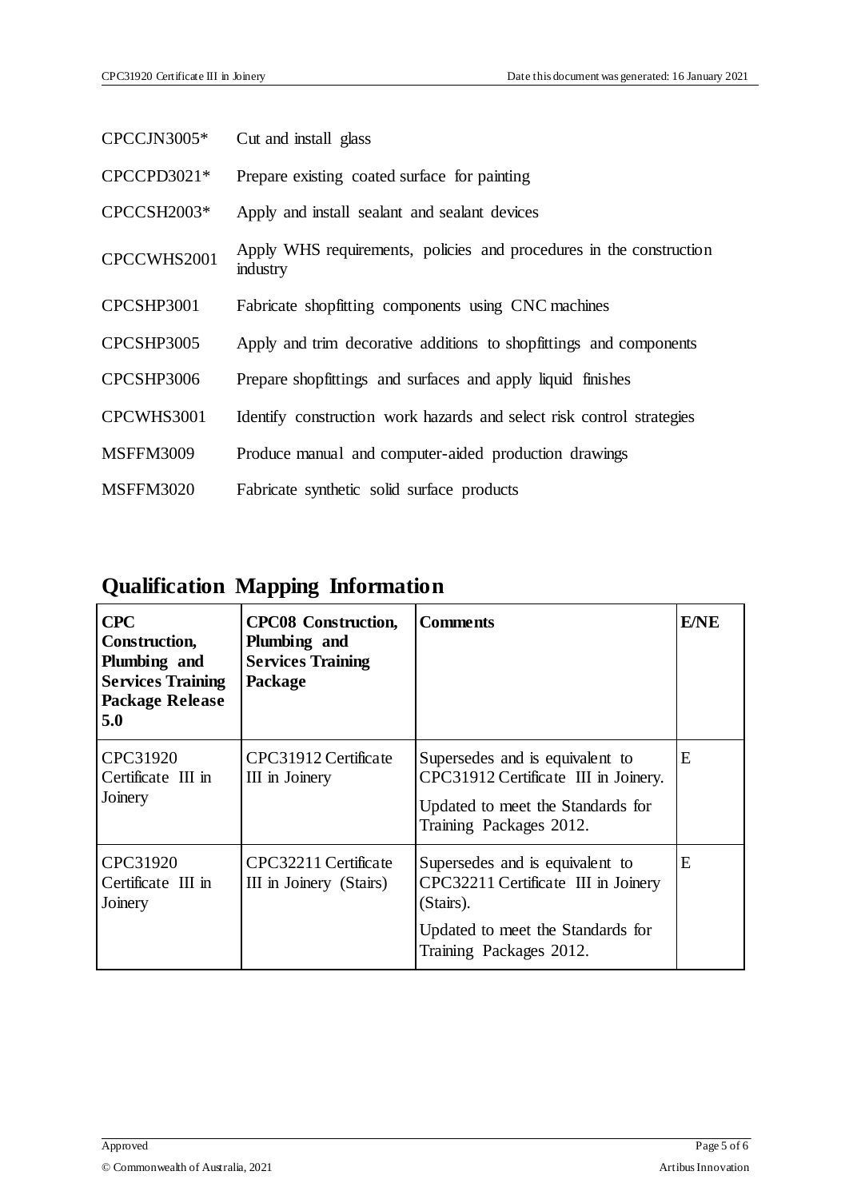| | |
|---|---|
| CPCCJN3005* | Cut and install glass |
| CPCCPD3021* | Prepare existing coated surface for painting |
| CPCCSH2003* | Apply and install sealant and sealant devices |
| CPCCWHS2001 | Apply WHS requirements, policies and procedures in the construction industry |
| CPCSHP3001 | Fabricate shopfitting components using CNC machines |
| CPCSHP3005 | Apply and trim decorative additions to shopfittings and components |
| CPCSHP3006 | Prepare shopfittings and surfaces and apply liquid finishes |
| CPCWHS3001 | Identify construction work hazards and select risk control strategies |
| MSFFM3009 | Produce manual and computer-aided production drawings |
| MSFFM3020 | Fabricate synthetic solid surface products |

## Qualification Mapping Information

| **CPC Construction, Plumbing and Services Training Package Release 5.0** | **CPC08 Construction, Plumbing and Services Training Package** | **Comments** | **E/NE** |
|---|---|---|---|
| CPC31920 Certificate III in Joinery | CPC31912 Certificate III in Joinery | Supersedes and is equivalent to CPC31912 Certificate III in Joinery.<br><br>Updated to meet the Standards for Training Packages 2012. | E |
| CPC31920 Certificate III in Joinery | CPC32211 Certificate III in Joinery (Stairs) | Supersedes and is equivalent to CPC32211 Certificate III in Joinery (Stairs).<br><br>Updated to meet the Standards for Training Packages 2012. | E |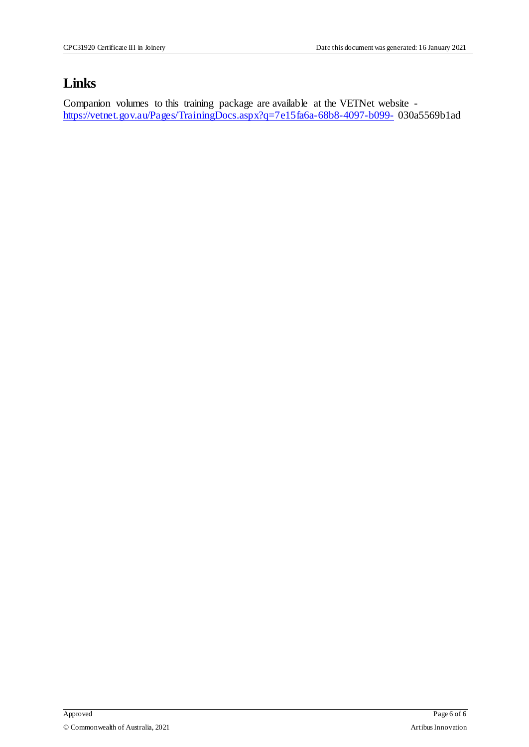# Links

Companion volumes to this training package are available at the VETNet website - https://vetnet.gov.au/Pages/TrainingDocs.aspx?q=7e15fa6a-68b8-4097-b099- 030a5569b1ad